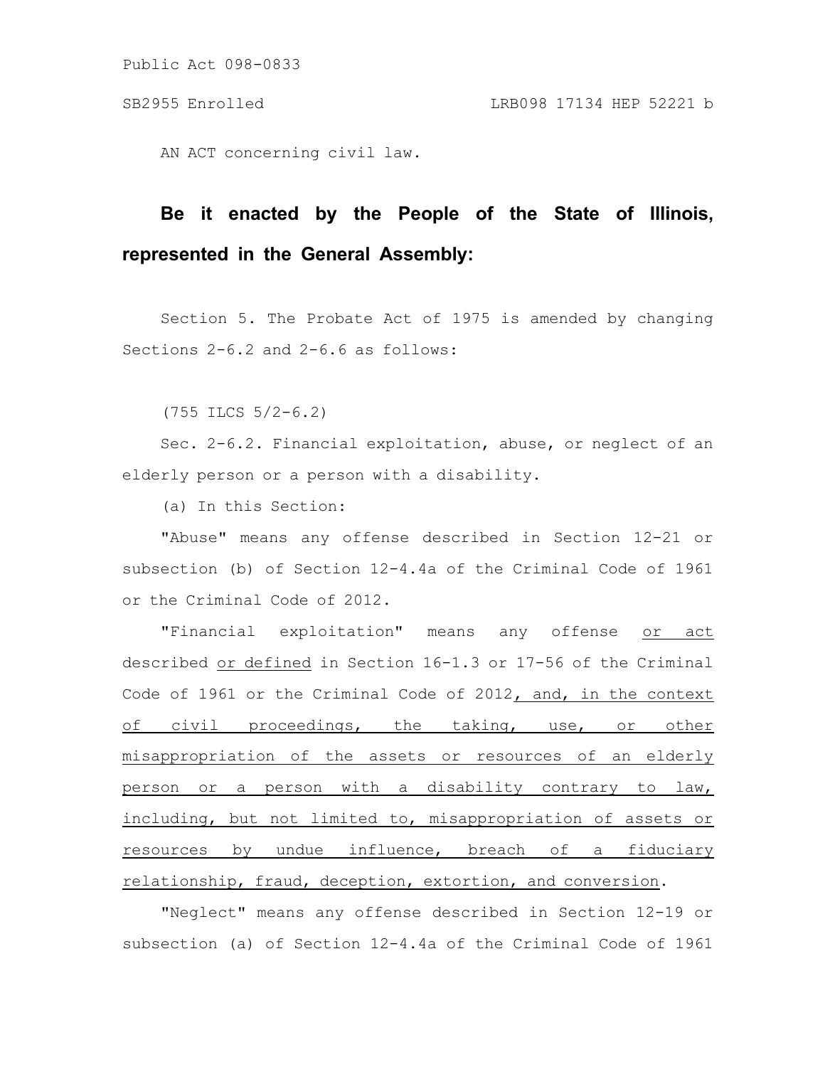AN ACT concerning civil law.

**Be it enacted by the People of the State of Illinois, represented in the General Assembly:**

Section 5. The Probate Act of 1975 is amended by changing Sections 2-6.2 and 2-6.6 as follows:

(755 ILCS 5/2-6.2)

Sec. 2-6.2. Financial exploitation, abuse, or neglect of an elderly person or a person with a disability.

(a) In this Section:

"Abuse" means any offense described in Section 12-21 or subsection (b) of Section 12-4.4a of the Criminal Code of 1961 or the Criminal Code of 2012.

"Financial exploitation" means any offense <u>or act</u> described <u>or defined</u> in Section 16-1.3 or 17-56 of the Criminal Code of 1961 or the Criminal Code of 2012<u>, and, in the context of civil proceedings, the taking, use, or other misappropriation of the assets or resources of an elderly person or a person with a disability contrary to law, including, but not limited to, misappropriation of assets or resources by undue influence, breach of a fiduciary relationship, fraud, deception, extortion, and conversion</u>.

"Neglect" means any offense described in Section 12-19 or subsection (a) of Section 12-4.4a of the Criminal Code of 1961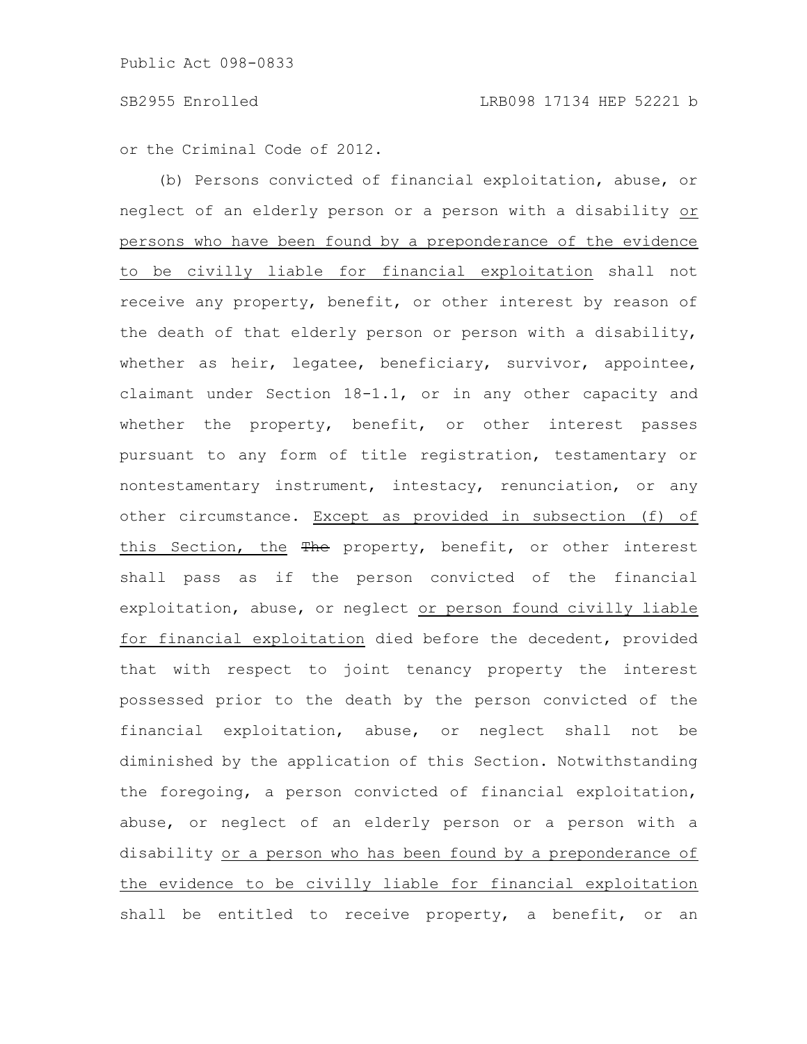or the Criminal Code of 2012.

(b) Persons convicted of financial exploitation, abuse, or neglect of an elderly person or a person with a disability or persons who have been found by a preponderance of the evidence to be civilly liable for financial exploitation shall not receive any property, benefit, or other interest by reason of the death of that elderly person or person with a disability, whether as heir, legatee, beneficiary, survivor, appointee, claimant under Section 18-1.1, or in any other capacity and whether the property, benefit, or other interest passes pursuant to any form of title registration, testamentary or nontestamentary instrument, intestacy, renunciation, or any other circumstance. Except as provided in subsection (f) of this Section, the ~~The~~ property, benefit, or other interest shall pass as if the person convicted of the financial exploitation, abuse, or neglect or person found civilly liable for financial exploitation died before the decedent, provided that with respect to joint tenancy property the interest possessed prior to the death by the person convicted of the financial exploitation, abuse, or neglect shall not be diminished by the application of this Section. Notwithstanding the foregoing, a person convicted of financial exploitation, abuse, or neglect of an elderly person or a person with a disability or a person who has been found by a preponderance of the evidence to be civilly liable for financial exploitation shall be entitled to receive property, a benefit, or an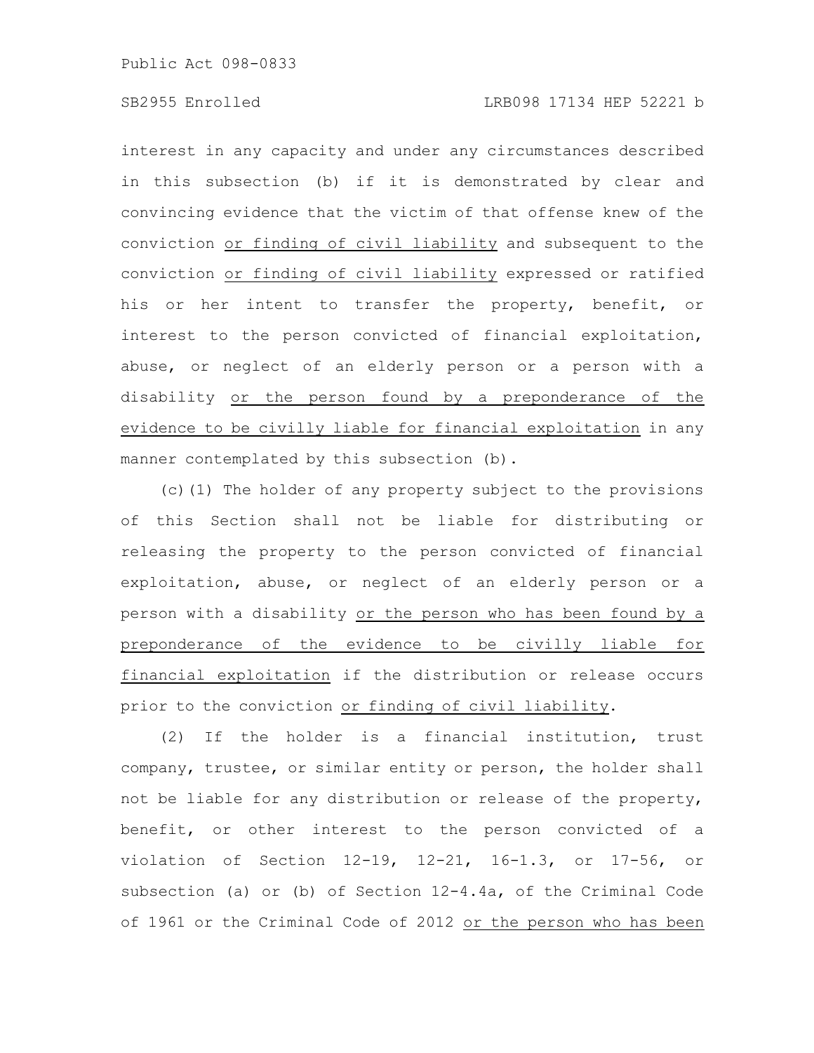interest in any capacity and under any circumstances described in this subsection (b) if it is demonstrated by clear and convincing evidence that the victim of that offense knew of the conviction or finding of civil liability and subsequent to the conviction or finding of civil liability expressed or ratified his or her intent to transfer the property, benefit, or interest to the person convicted of financial exploitation, abuse, or neglect of an elderly person or a person with a disability or the person found by a preponderance of the evidence to be civilly liable for financial exploitation in any manner contemplated by this subsection (b).

(c)(1) The holder of any property subject to the provisions of this Section shall not be liable for distributing or releasing the property to the person convicted of financial exploitation, abuse, or neglect of an elderly person or a person with a disability or the person who has been found by a preponderance of the evidence to be civilly liable for financial exploitation if the distribution or release occurs prior to the conviction or finding of civil liability.

(2) If the holder is a financial institution, trust company, trustee, or similar entity or person, the holder shall not be liable for any distribution or release of the property, benefit, or other interest to the person convicted of a violation of Section 12-19, 12-21, 16-1.3, or 17-56, or subsection (a) or (b) of Section 12-4.4a, of the Criminal Code of 1961 or the Criminal Code of 2012 or the person who has been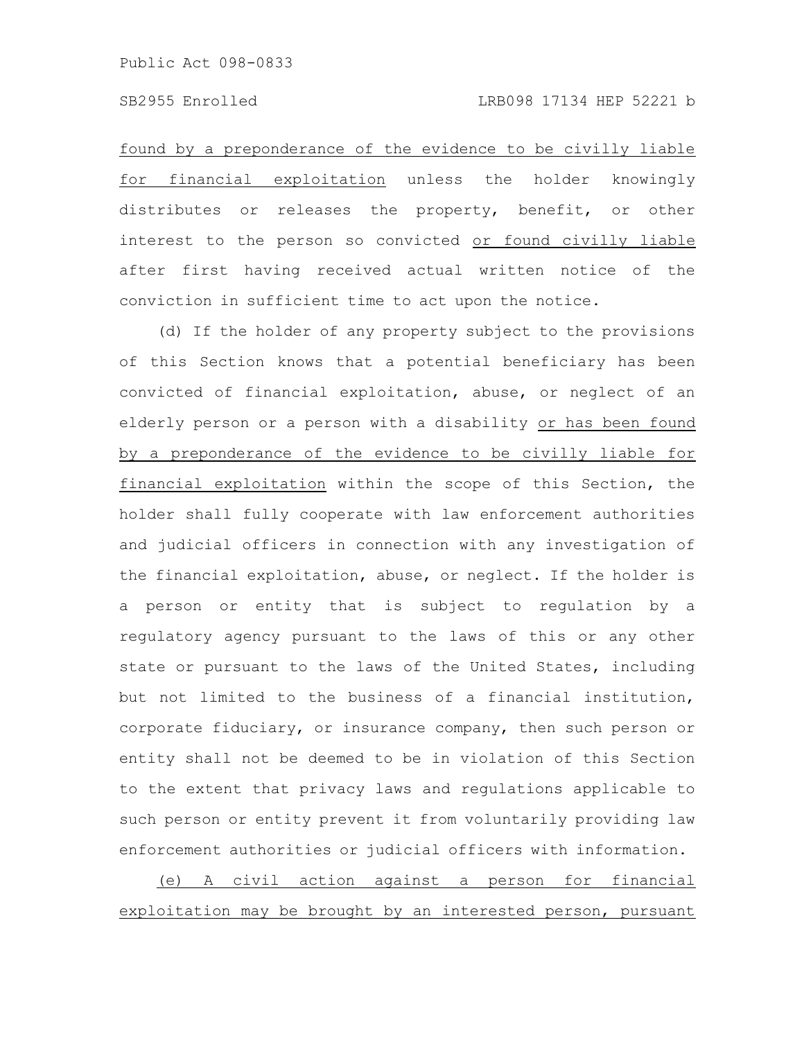found by a preponderance of the evidence to be civilly liable for financial exploitation unless the holder knowingly distributes or releases the property, benefit, or other interest to the person so convicted or found civilly liable after first having received actual written notice of the conviction in sufficient time to act upon the notice.

(d) If the holder of any property subject to the provisions of this Section knows that a potential beneficiary has been convicted of financial exploitation, abuse, or neglect of an elderly person or a person with a disability or has been found by a preponderance of the evidence to be civilly liable for financial exploitation within the scope of this Section, the holder shall fully cooperate with law enforcement authorities and judicial officers in connection with any investigation of the financial exploitation, abuse, or neglect. If the holder is a person or entity that is subject to regulation by a regulatory agency pursuant to the laws of this or any other state or pursuant to the laws of the United States, including but not limited to the business of a financial institution, corporate fiduciary, or insurance company, then such person or entity shall not be deemed to be in violation of this Section to the extent that privacy laws and regulations applicable to such person or entity prevent it from voluntarily providing law enforcement authorities or judicial officers with information.

(e) A civil action against a person for financial exploitation may be brought by an interested person, pursuant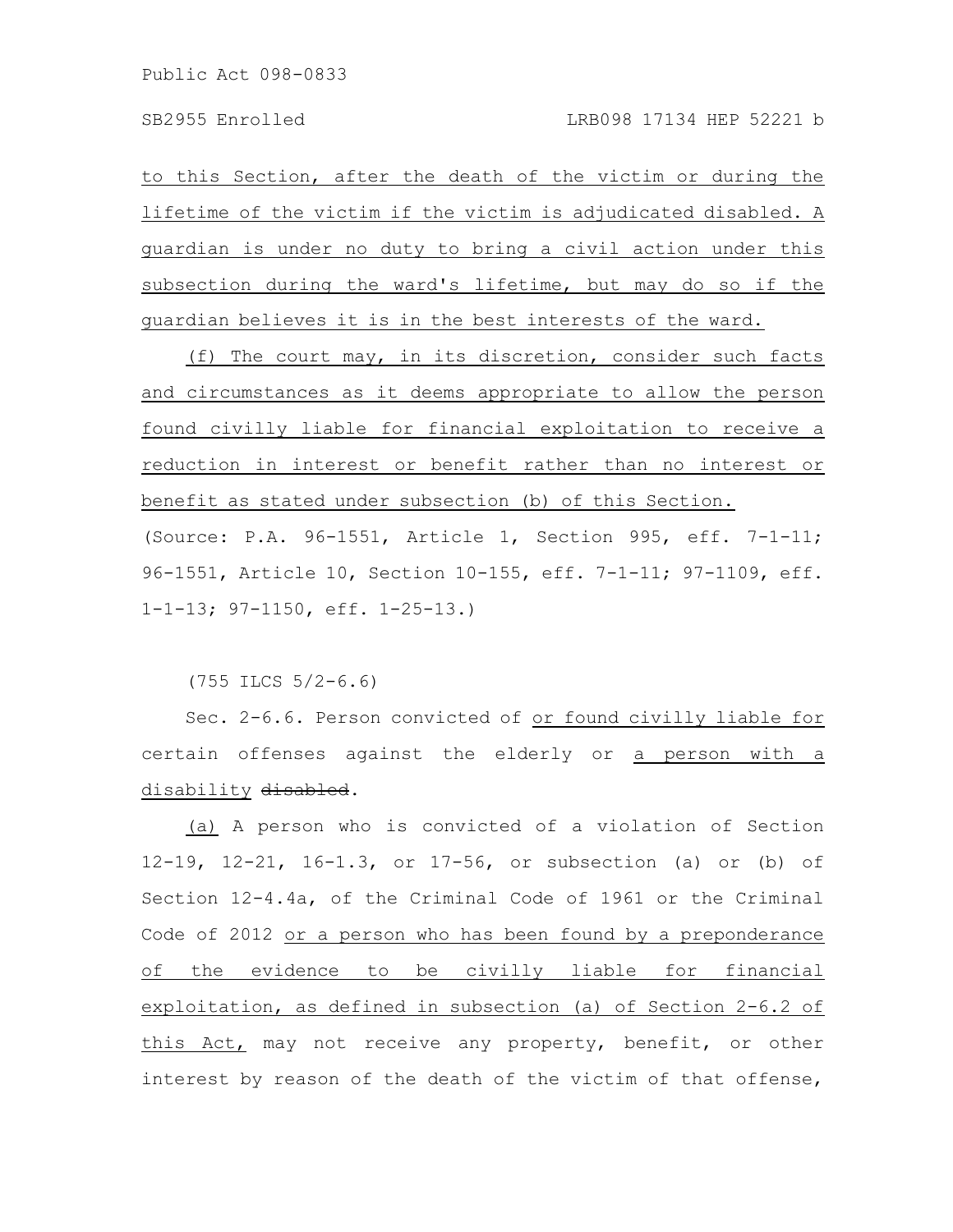to this Section, after the death of the victim or during the lifetime of the victim if the victim is adjudicated disabled. A guardian is under no duty to bring a civil action under this subsection during the ward's lifetime, but may do so if the guardian believes it is in the best interests of the ward.

(f) The court may, in its discretion, consider such facts and circumstances as it deems appropriate to allow the person found civilly liable for financial exploitation to receive a reduction in interest or benefit rather than no interest or benefit as stated under subsection (b) of this Section.

(Source: P.A. 96-1551, Article 1, Section 995, eff. 7-1-11; 96-1551, Article 10, Section 10-155, eff. 7-1-11; 97-1109, eff. 1-1-13; 97-1150, eff. 1-25-13.)

(755 ILCS 5/2-6.6)

Sec. 2-6.6. Person convicted of or found civilly liable for certain offenses against the elderly or a person with a disability ~~disabled~~.

(a) A person who is convicted of a violation of Section 12-19, 12-21, 16-1.3, or 17-56, or subsection (a) or (b) of Section 12-4.4a, of the Criminal Code of 1961 or the Criminal Code of 2012 or a person who has been found by a preponderance of the evidence to be civilly liable for financial exploitation, as defined in subsection (a) of Section 2-6.2 of this Act, may not receive any property, benefit, or other interest by reason of the death of the victim of that offense,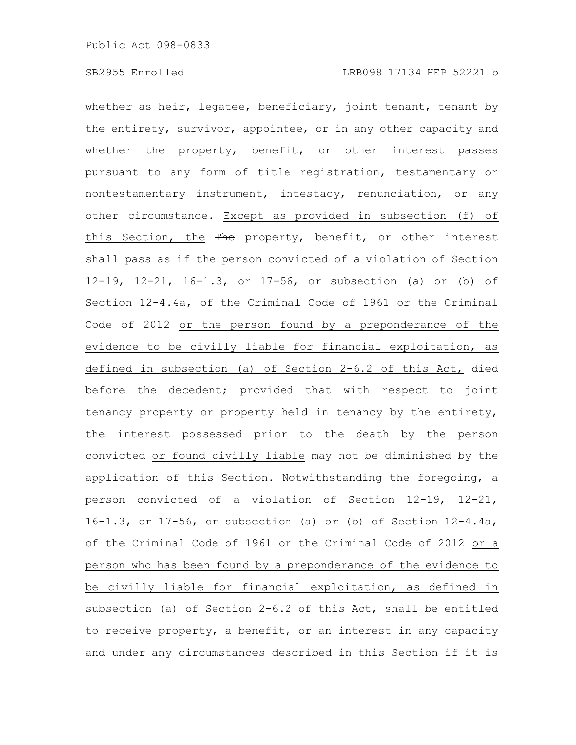whether as heir, legatee, beneficiary, joint tenant, tenant by the entirety, survivor, appointee, or in any other capacity and whether the property, benefit, or other interest passes pursuant to any form of title registration, testamentary or nontestamentary instrument, intestacy, renunciation, or any other circumstance. Except as provided in subsection (f) of this Section, the ~~The~~ property, benefit, or other interest shall pass as if the person convicted of a violation of Section 12-19, 12-21, 16-1.3, or 17-56, or subsection (a) or (b) of Section 12-4.4a, of the Criminal Code of 1961 or the Criminal Code of 2012 or the person found by a preponderance of the evidence to be civilly liable for financial exploitation, as defined in subsection (a) of Section 2-6.2 of this Act, died before the decedent; provided that with respect to joint tenancy property or property held in tenancy by the entirety, the interest possessed prior to the death by the person convicted or found civilly liable may not be diminished by the application of this Section. Notwithstanding the foregoing, a person convicted of a violation of Section 12-19, 12-21, 16-1.3, or 17-56, or subsection (a) or (b) of Section 12-4.4a, of the Criminal Code of 1961 or the Criminal Code of 2012 or a person who has been found by a preponderance of the evidence to be civilly liable for financial exploitation, as defined in subsection (a) of Section 2-6.2 of this Act, shall be entitled to receive property, a benefit, or an interest in any capacity and under any circumstances described in this Section if it is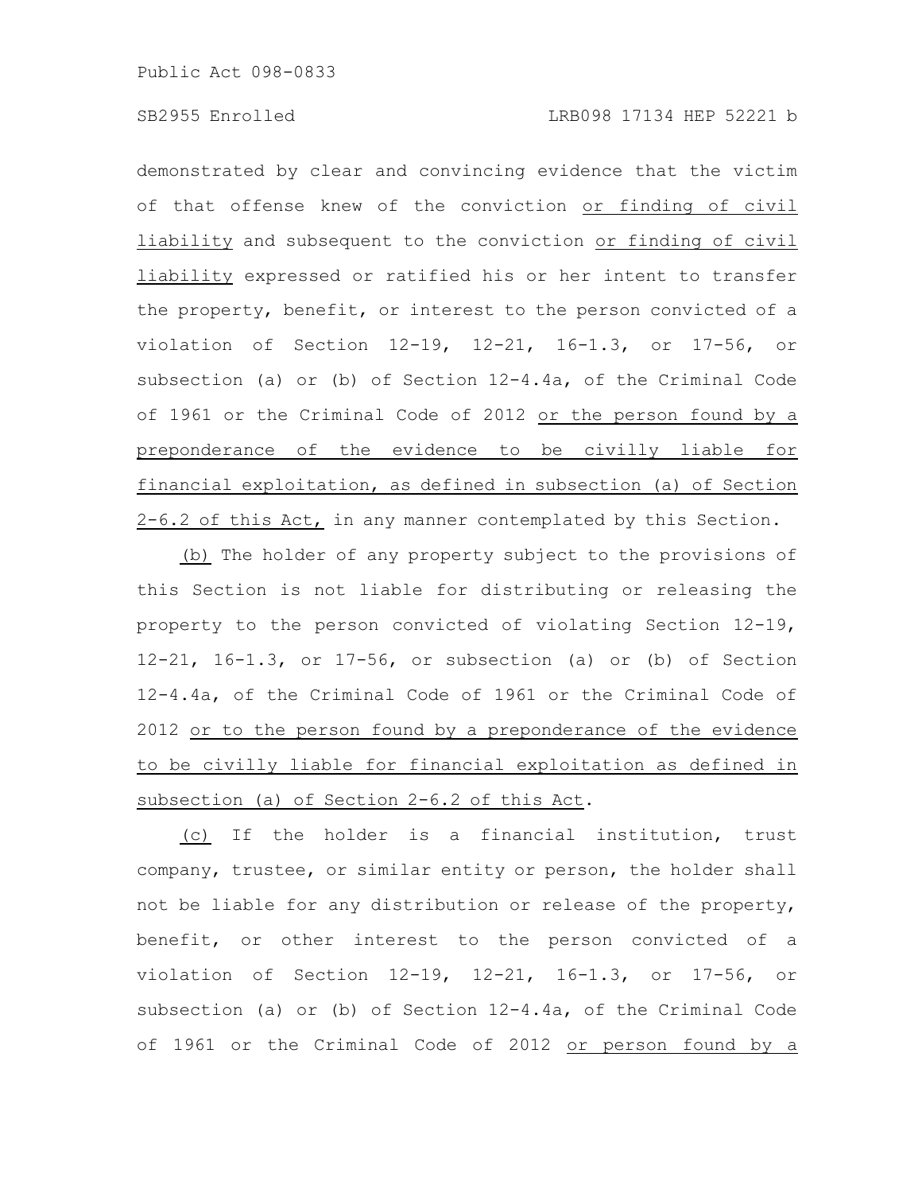demonstrated by clear and convincing evidence that the victim of that offense knew of the conviction or finding of civil liability and subsequent to the conviction or finding of civil liability expressed or ratified his or her intent to transfer the property, benefit, or interest to the person convicted of a violation of Section 12-19, 12-21, 16-1.3, or 17-56, or subsection (a) or (b) of Section 12-4.4a, of the Criminal Code of 1961 or the Criminal Code of 2012 or the person found by a preponderance of the evidence to be civilly liable for financial exploitation, as defined in subsection (a) of Section 2-6.2 of this Act, in any manner contemplated by this Section.

(b) The holder of any property subject to the provisions of this Section is not liable for distributing or releasing the property to the person convicted of violating Section 12-19, 12-21, 16-1.3, or 17-56, or subsection (a) or (b) of Section 12-4.4a, of the Criminal Code of 1961 or the Criminal Code of 2012 or to the person found by a preponderance of the evidence to be civilly liable for financial exploitation as defined in subsection (a) of Section 2-6.2 of this Act.

(c) If the holder is a financial institution, trust company, trustee, or similar entity or person, the holder shall not be liable for any distribution or release of the property, benefit, or other interest to the person convicted of a violation of Section 12-19, 12-21, 16-1.3, or 17-56, or subsection (a) or (b) of Section 12-4.4a, of the Criminal Code of 1961 or the Criminal Code of 2012 or person found by a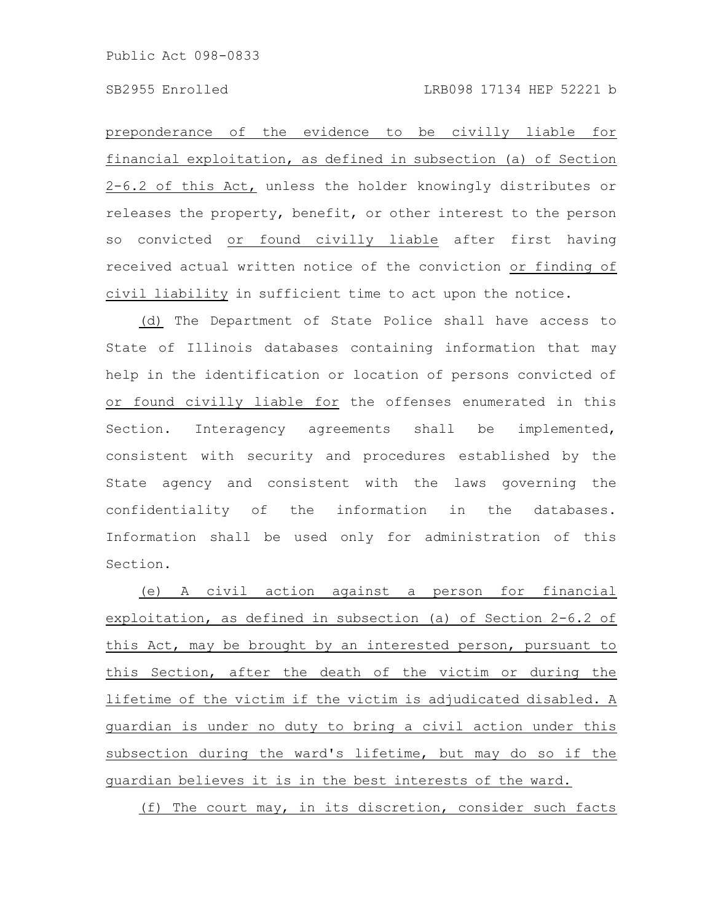preponderance of the evidence to be civilly liable for financial exploitation, as defined in subsection (a) of Section 2-6.2 of this Act, unless the holder knowingly distributes or releases the property, benefit, or other interest to the person so convicted or found civilly liable after first having received actual written notice of the conviction or finding of civil liability in sufficient time to act upon the notice.

(d) The Department of State Police shall have access to State of Illinois databases containing information that may help in the identification or location of persons convicted of or found civilly liable for the offenses enumerated in this Section. Interagency agreements shall be implemented, consistent with security and procedures established by the State agency and consistent with the laws governing the confidentiality of the information in the databases. Information shall be used only for administration of this Section.

(e) A civil action against a person for financial exploitation, as defined in subsection (a) of Section 2-6.2 of this Act, may be brought by an interested person, pursuant to this Section, after the death of the victim or during the lifetime of the victim if the victim is adjudicated disabled. A guardian is under no duty to bring a civil action under this subsection during the ward's lifetime, but may do so if the guardian believes it is in the best interests of the ward.

(f) The court may, in its discretion, consider such facts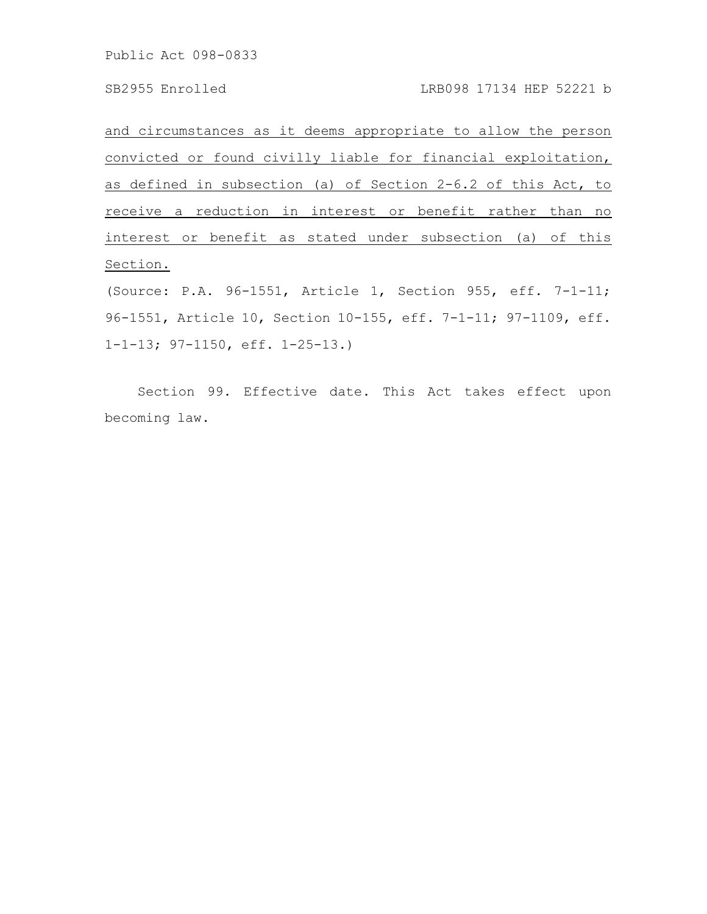and circumstances as it deems appropriate to allow the person convicted or found civilly liable for financial exploitation, as defined in subsection (a) of Section 2-6.2 of this Act, to receive a reduction in interest or benefit rather than no interest or benefit as stated under subsection (a) of this Section.

(Source: P.A. 96-1551, Article 1, Section 955, eff. 7-1-11; 96-1551, Article 10, Section 10-155, eff. 7-1-11; 97-1109, eff. 1-1-13; 97-1150, eff. 1-25-13.)

Section 99. Effective date. This Act takes effect upon becoming law.